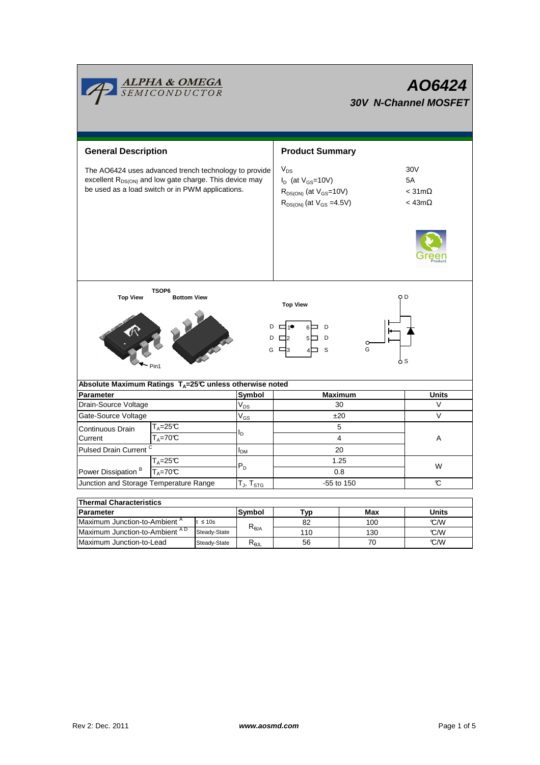# AO6424

## 30V N-Channel MOSFET

ALPHA & OMEGA SEMICONDUCTOR

## General Description

The AO6424 uses advanced trench technology to provide excellent $R_{DS(ON)}$ and low gate charge. This device may be used as a load switch or in PWM applications.

## Product Summary

| | |
|---|---|
| $V_{DS}$ | 30V |
| $I_D$ (at $V_{GS}$=10V) | 5A |
| $R_{DS(ON)}$ (at $V_{GS}$=10V) | < 31mΩ |
| $R_{DS(ON)}$ (at $V_{GS}$ =4.5V) | < 43mΩ |

Green Product

TSOP6

Top View | Bottom View | Pin1

Top View

D 1 ● 6 D
D 2 5 D
G 3 4 S

D, G, S

### Absolute Maximum Ratings $T_A$=25°C unless otherwise noted

| Parameter | | Symbol | Maximum | Units |
|---|---|---|---|---|
| Drain-Source Voltage | | $V_{DS}$ | 30 | V |
| Gate-Source Voltage | | $V_{GS}$ | ±20 | V |
| Continuous Drain Current | $T_A$=25°C | $I_D$ | 5 | A |
| | $T_A$=70°C | | 4 | |
| Pulsed Drain Current [C] | | $I_{DM}$ | 20 | |
| Power Dissipation [B] | $T_A$=25°C | $P_D$ | 1.25 | W |
| | $T_A$=70°C | | 0.8 | |
| Junction and Storage Temperature Range | | $T_J$, $T_{STG}$ | -55 to 150 | °C |

### Thermal Characteristics

| Parameter | | Symbol | Typ | Max | Units |
|---|---|---|---|---|---|
| Maximum Junction-to-Ambient [A] | t ≤ 10s | $R_{\theta JA}$ | 82 | 100 | °C/W |
| Maximum Junction-to-Ambient [A D] | Steady-State | | 110 | 130 | °C/W |
| Maximum Junction-to-Lead | Steady-State | $R_{\theta JL}$ | 56 | 70 | °C/W |

Rev 2: Dec. 2011 www.aosmd.com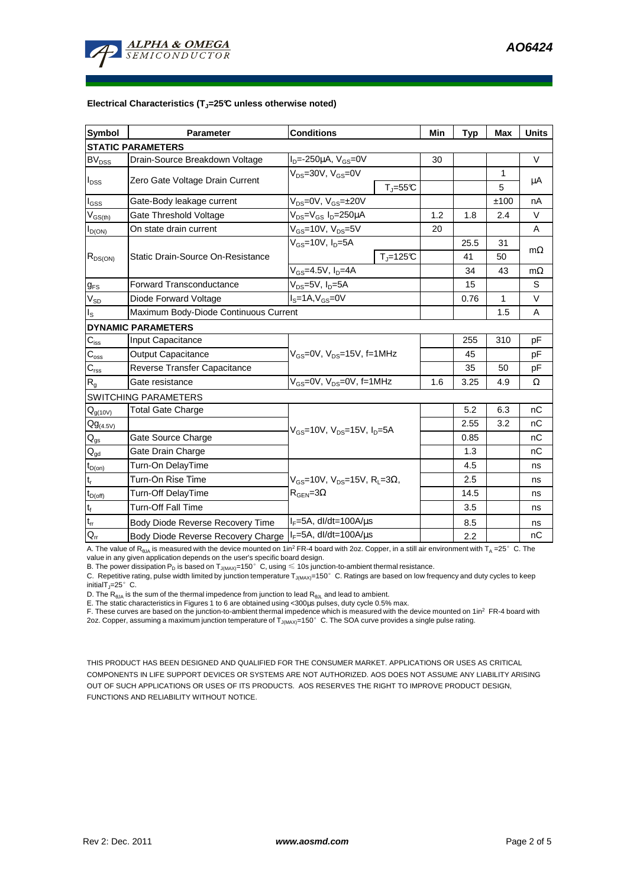### Electrical Characteristics ($T_J$=25°C unless otherwise noted)

| Symbol | Parameter | Conditions | | Min | Typ | Max | Units |
|---|---|---|---|---|---|---|---|
| **STATIC PARAMETERS** | | | | | | | |
| $BV_{DSS}$ | Drain-Source Breakdown Voltage | $I_D$=-250µA, $V_{GS}$=0V | | 30 | | | V |
| $I_{DSS}$ | Zero Gate Voltage Drain Current | $V_{DS}$=30V, $V_{GS}$=0V | | | | 1 | µA |
| | | | $T_J$=55°C | | | 5 | |
| $I_{GSS}$ | Gate-Body leakage current | $V_{DS}$=0V, $V_{GS}$=±20V | | | | ±100 | nA |
| $V_{GS(th)}$ | Gate Threshold Voltage | $V_{DS}$=$V_{GS}$ $I_D$=250µA | | 1.2 | 1.8 | 2.4 | V |
| $I_{D(ON)}$ | On state drain current | $V_{GS}$=10V, $V_{DS}$=5V | | 20 | | | A |
| $R_{DS(ON)}$ | Static Drain-Source On-Resistance | $V_{GS}$=10V, $I_D$=5A | | | 25.5 | 31 | mΩ |
| | | | $T_J$=125°C | | 41 | 50 | |
| | | $V_{GS}$=4.5V, $I_D$=4A | | | 34 | 43 | mΩ |
| $g_{FS}$ | Forward Transconductance | $V_{DS}$=5V, $I_D$=5A | | | 15 | | S |
| $V_{SD}$ | Diode Forward Voltage | $I_S$=1A,$V_{GS}$=0V | | | 0.76 | 1 | V |
| $I_S$ | Maximum Body-Diode Continuous Current | | | | | 1.5 | A |
| **DYNAMIC PARAMETERS** | | | | | | | |
| $C_{iss}$ | Input Capacitance | $V_{GS}$=0V, $V_{DS}$=15V, f=1MHz | | | 255 | 310 | pF |
| $C_{oss}$ | Output Capacitance | | | | 45 | | pF |
| $C_{rss}$ | Reverse Transfer Capacitance | | | | 35 | 50 | pF |
| $R_g$ | Gate resistance | $V_{GS}$=0V, $V_{DS}$=0V, f=1MHz | | 1.6 | 3.25 | 4.9 | Ω |
| SWITCHING PARAMETERS | | | | | | | |
| $Q_{g(10V)}$ | Total Gate Charge | $V_{GS}$=10V, $V_{DS}$=15V, $I_D$=5A | | | 5.2 | 6.3 | nC |
| $Qg_{(4.5V)}$ | | | | | 2.55 | 3.2 | nC |
| $Q_{gs}$ | Gate Source Charge | | | | 0.85 | | nC |
| $Q_{gd}$ | Gate Drain Charge | | | | 1.3 | | nC |
| $t_{D(on)}$ | Turn-On DelayTime | $V_{GS}$=10V, $V_{DS}$=15V, $R_L$=3Ω, $R_{GEN}$=3Ω | | | 4.5 | | ns |
| $t_r$ | Turn-On Rise Time | | | | 2.5 | | ns |
| $t_{D(off)}$ | Turn-Off DelayTime | | | | 14.5 | | ns |
| $t_f$ | Turn-Off Fall Time | | | | 3.5 | | ns |
| $t_{rr}$ | Body Diode Reverse Recovery Time | $I_F$=5A, dI/dt=100A/µs | | | 8.5 | | ns |
| $Q_{rr}$ | Body Diode Reverse Recovery Charge | $I_F$=5A, dI/dt=100A/µs | | | 2.2 | | nC |

A. The value of $R_{\theta JA}$ is measured with the device mounted on 1in² FR-4 board with 2oz. Copper, in a still air environment with $T_A$ =25° C. The value in any given application depends on the user's specific board design.
B. The power dissipation $P_D$ is based on $T_{J(MAX)}$=150° C, using ≤ 10s junction-to-ambient thermal resistance.
C. Repetitive rating, pulse width limited by junction temperature $T_{J(MAX)}$=150° C. Ratings are based on low frequency and duty cycles to keep initial$T_J$=25° C.
D. The $R_{\theta JA}$ is the sum of the thermal impedence from junction to lead $R_{\theta JL}$ and lead to ambient.
E. The static characteristics in Figures 1 to 6 are obtained using <300µs pulses, duty cycle 0.5% max.
F. These curves are based on the junction-to-ambient thermal impedence which is measured with the device mounted on 1in² FR-4 board with 2oz. Copper, assuming a maximum junction temperature of $T_{J(MAX)}$=150° C. The SOA curve provides a single pulse rating.

THIS PRODUCT HAS BEEN DESIGNED AND QUALIFIED FOR THE CONSUMER MARKET. APPLICATIONS OR USES AS CRITICAL COMPONENTS IN LIFE SUPPORT DEVICES OR SYSTEMS ARE NOT AUTHORIZED. AOS DOES NOT ASSUME ANY LIABILITY ARISING OUT OF SUCH APPLICATIONS OR USES OF ITS PRODUCTS. AOS RESERVES THE RIGHT TO IMPROVE PRODUCT DESIGN, FUNCTIONS AND RELIABILITY WITHOUT NOTICE.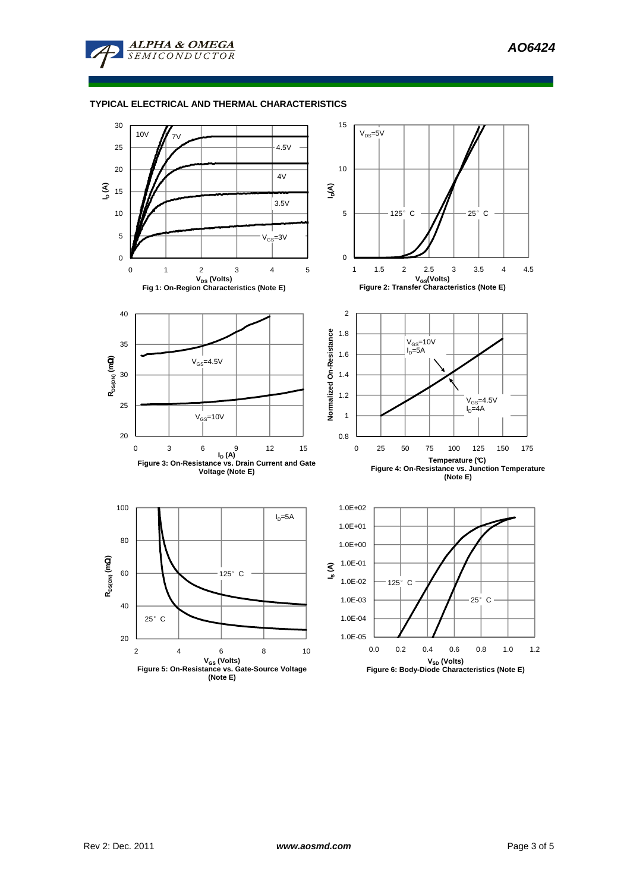## TYPICAL ELECTRICAL AND THERMAL CHARACTERISTICS

Fig 1: On-Region Characteristics (Note E)

Figure 2: Transfer Characteristics (Note E)

Figure 3: On-Resistance vs. Drain Current and Gate Voltage (Note E)

Figure 4: On-Resistance vs. Junction Temperature (Note E)

Figure 5: On-Resistance vs. Gate-Source Voltage (Note E)

Figure 6: Body-Diode Characteristics (Note E)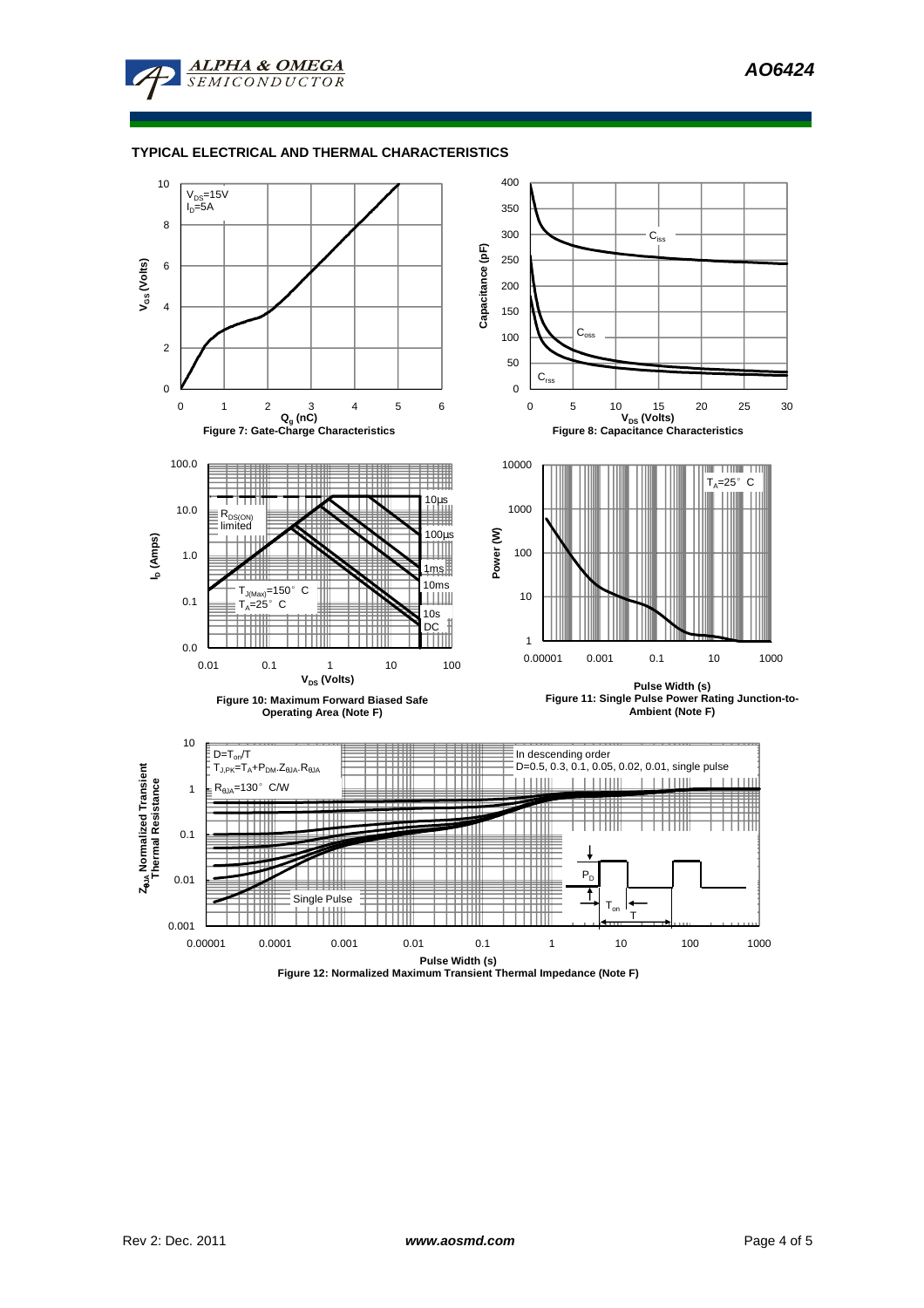## TYPICAL ELECTRICAL AND THERMAL CHARACTERISTICS

$V_{DS}$=15V
$I_D$=5A

Figure 7: Gate-Charge Characteristics

$C_{iss}$, $C_{oss}$, $C_{rss}$

Figure 8: Capacitance Characteristics

$R_{DS(ON)}$ limited
10µs, 100µs, 1ms, 10ms, 10s, DC
$T_{J(Max)}$=150° C
$T_A$=25° C

Figure 10: Maximum Forward Biased Safe Operating Area (Note F)

$T_A$=25° C

Figure 11: Single Pulse Power Rating Junction-to-Ambient (Note F)

$D=T_{on}/T$
$T_{J,PK}=T_A+P_{DM}.Z_{\theta JA}.R_{\theta JA}$
$R_{\theta JA}$=130° C/W

In descending order
D=0.5, 0.3, 0.1, 0.05, 0.02, 0.01, single pulse

Single Pulse

Figure 12: Normalized Maximum Transient Thermal Impedance (Note F)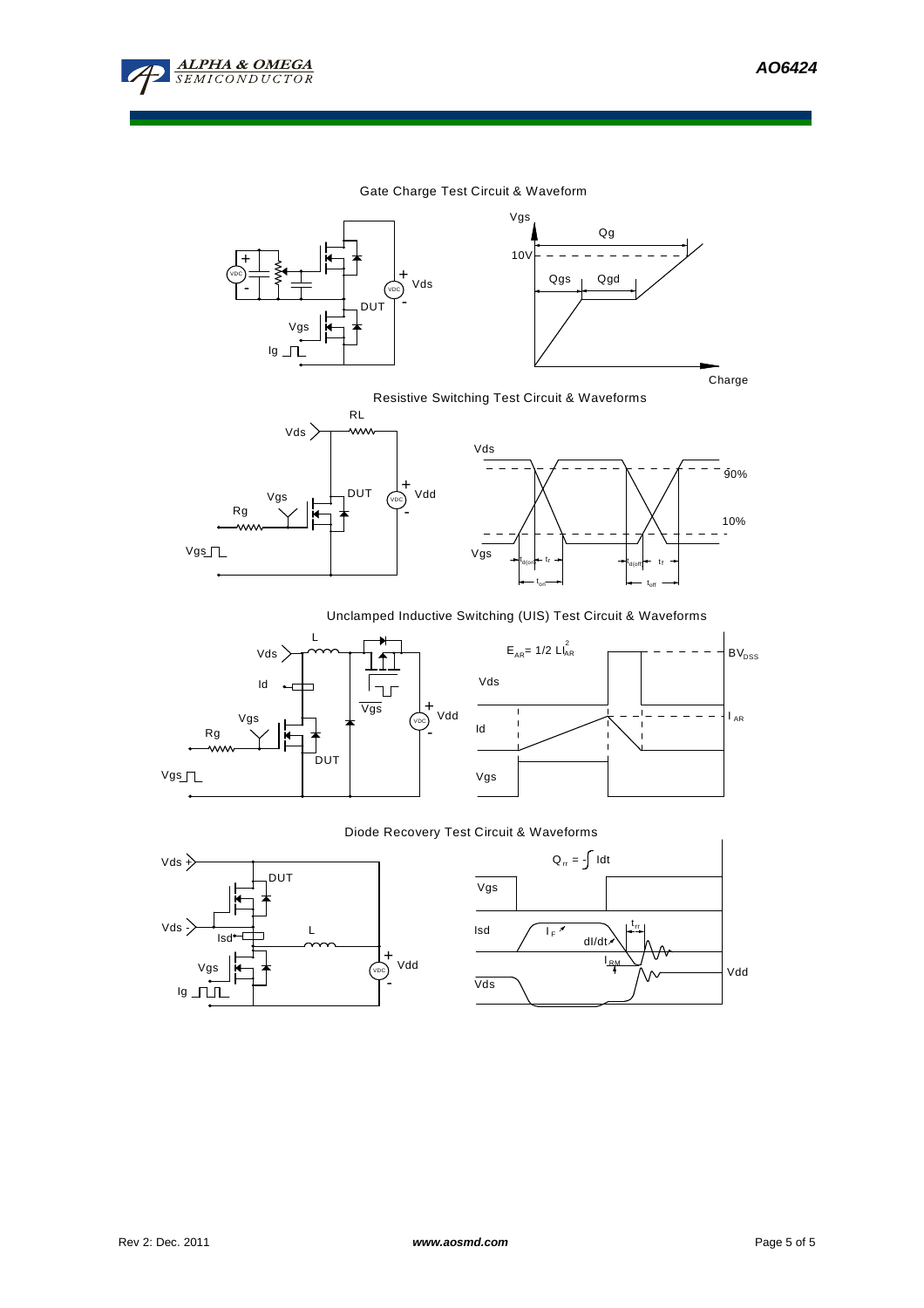## Gate Charge Test Circuit & Waveform

VDC
+
-
DUT
+
Vds
-
VDC
Vgs
Ig

Vgs
Qg
10V
Qgs
Qgd
Charge

## Resistive Switching Test Circuit & Waveforms

RL
Vds
Vgs
DUT
Rg
+
Vdd
-
VDC
Vgs

Vds
90%
10%
Vgs
$t_{d(on)}$
$t_r$
$t_{on}$
$t_{d(off)}$
$t_f$
$t_{off}$

## Unclamped Inductive Switching (UIS) Test Circuit & Waveforms

L
Vds
Id
Vgs
Vgs
Rg
DUT
+
Vdd
-
VDC
Vgs

$E_{AR} = 1/2\ LI_{AR}^2$
$BV_{DSS}$
Vds
Id
$I_{AR}$
Vgs

## Diode Recovery Test Circuit & Waveforms

Vds +
DUT
Vds -
Isd
L
Vgs
Ig
+
Vdd
-
VDC

$Q_{rr} = -\int Idt$
Vgs
Isd
$I_F$
dI/dt
$t_{rr}$
$I_{RM}$
Vds
Vdd